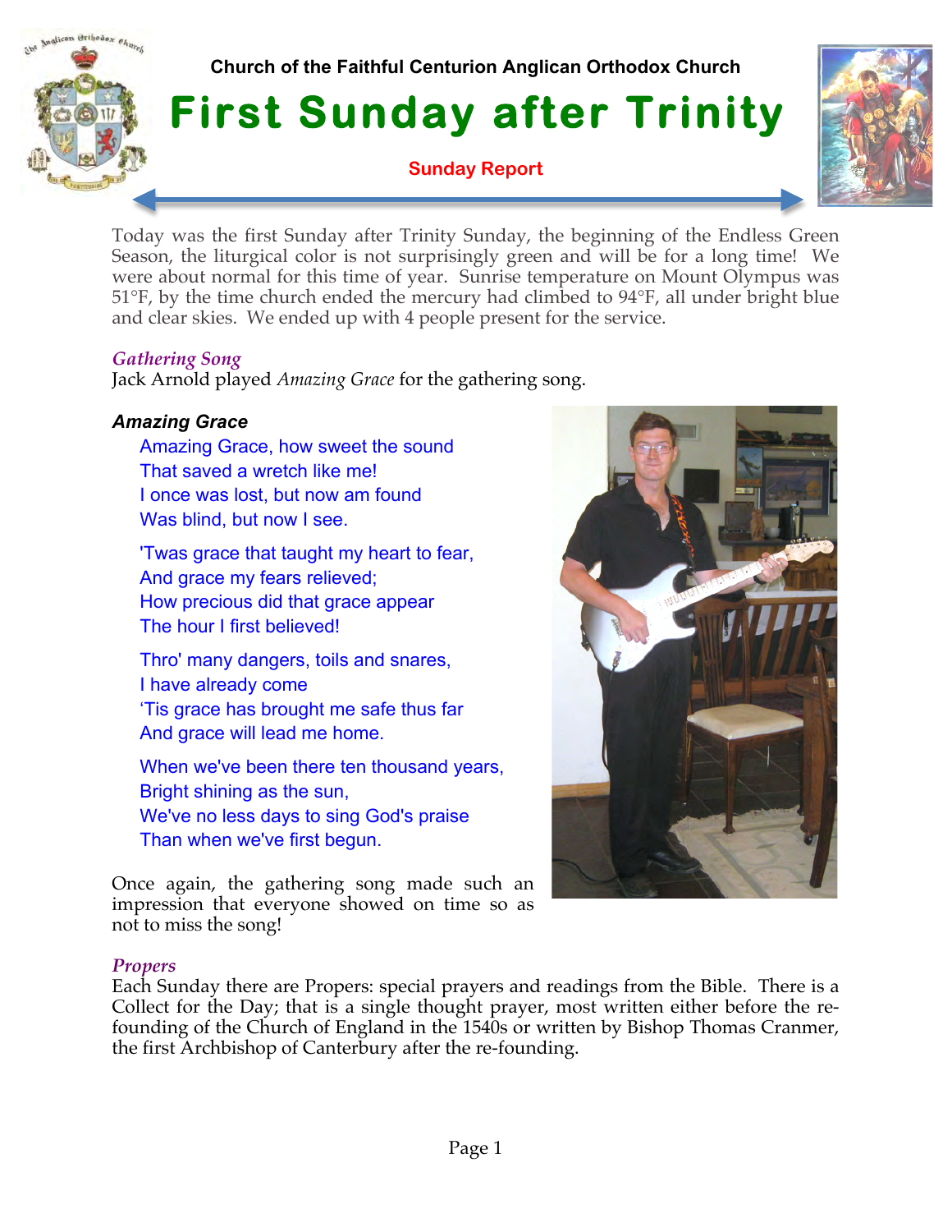Church of the Faithful Centurion Anglican Orthodox Church

# First Sunday after Trinity

**Sunday Report**

Today was the first Sunday after Trinity Sunday, the beginning of the Endless Green Season, the liturgical color is not surprisingly green and will be for a long time! We were about normal for this time of year. Sunrise temperature on Mount Olympus was 51°F, by the time church ended the mercury had climbed to 94°F, all under bright blue and clear skies. We ended up with 4 people present for the service.

### *Gathering Song*

Jack Arnold played *Amazing Grace* for the gathering song.

#### *Amazing Grace*

Amazing Grace, how sweet the sound
That saved a wretch like me!
I once was lost, but now am found
Was blind, but now I see.

'Twas grace that taught my heart to fear,
And grace my fears relieved;
How precious did that grace appear
The hour I first believed!

Thro' many dangers, toils and snares,
I have already come
'Tis grace has brought me safe thus far
And grace will lead me home.

When we've been there ten thousand years,
Bright shining as the sun,
We've no less days to sing God's praise
Than when we've first begun.

Once again, the gathering song made such an impression that everyone showed on time so as not to miss the song!

### *Propers*

Each Sunday there are Propers: special prayers and readings from the Bible. There is a Collect for the Day; that is a single thought prayer, most written either before the re-founding of the Church of England in the 1540s or written by Bishop Thomas Cranmer, the first Archbishop of Canterbury after the re-founding.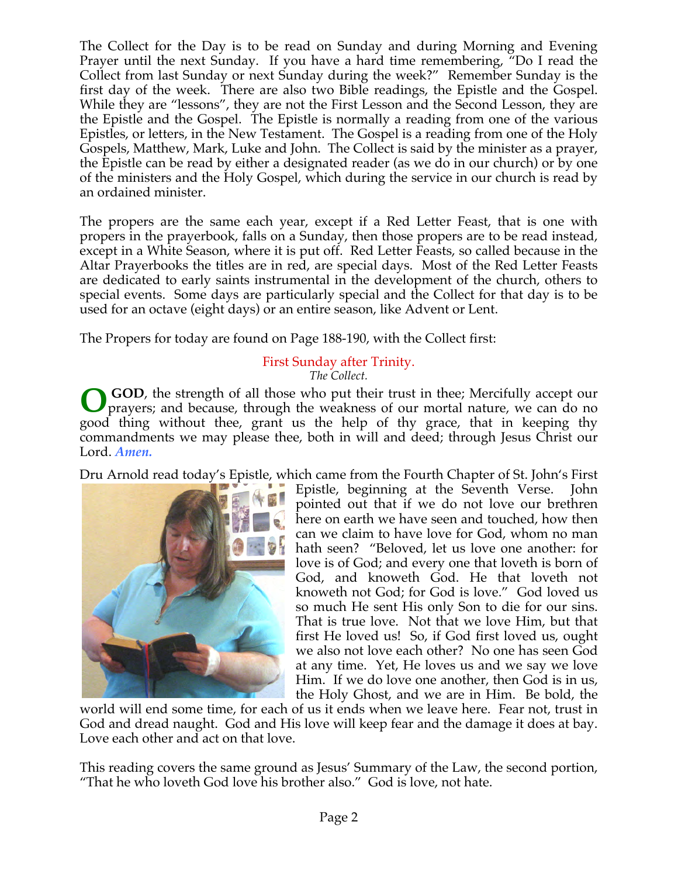The Collect for the Day is to be read on Sunday and during Morning and Evening Prayer until the next Sunday. If you have a hard time remembering, "Do I read the Collect from last Sunday or next Sunday during the week?" Remember Sunday is the first day of the week. There are also two Bible readings, the Epistle and the Gospel. While they are "lessons", they are not the First Lesson and the Second Lesson, they are the Epistle and the Gospel. The Epistle is normally a reading from one of the various Epistles, or letters, in the New Testament. The Gospel is a reading from one of the Holy Gospels, Matthew, Mark, Luke and John. The Collect is said by the minister as a prayer, the Epistle can be read by either a designated reader (as we do in our church) or by one of the ministers and the Holy Gospel, which during the service in our church is read by an ordained minister.

The propers are the same each year, except if a Red Letter Feast, that is one with propers in the prayerbook, falls on a Sunday, then those propers are to be read instead, except in a White Season, where it is put off. Red Letter Feasts, so called because in the Altar Prayerbooks the titles are in red, are special days. Most of the Red Letter Feasts are dedicated to early saints instrumental in the development of the church, others to special events. Some days are particularly special and the Collect for that day is to be used for an octave (eight days) or an entire season, like Advent or Lent.

The Propers for today are found on Page 188-190, with the Collect first:

### First Sunday after Trinity.

*The Collect.*

**O GOD**, the strength of all those who put their trust in thee; Mercifully accept our prayers; and because, through the weakness of our mortal nature, we can do no good thing without thee, grant us the help of thy grace, that in keeping thy commandments we may please thee, both in will and deed; through Jesus Christ our Lord. ***Amen.***

Dru Arnold read today's Epistle, which came from the Fourth Chapter of St. John's First Epistle, beginning at the Seventh Verse. John pointed out that if we do not love our brethren here on earth we have seen and touched, how then can we claim to have love for God, whom no man hath seen? "Beloved, let us love one another: for love is of God; and every one that loveth is born of God, and knoweth God. He that loveth not knoweth not God; for God is love." God loved us so much He sent His only Son to die for our sins. That is true love. Not that we love Him, but that first He loved us! So, if God first loved us, ought we also not love each other? No one has seen God at any time. Yet, He loves us and we say we love Him. If we do love one another, then God is in us, the Holy Ghost, and we are in Him. Be bold, the world will end some time, for each of us it ends when we leave here. Fear not, trust in God and dread naught. God and His love will keep fear and the damage it does at bay. Love each other and act on that love.

This reading covers the same ground as Jesus' Summary of the Law, the second portion, "That he who loveth God love his brother also." God is love, not hate.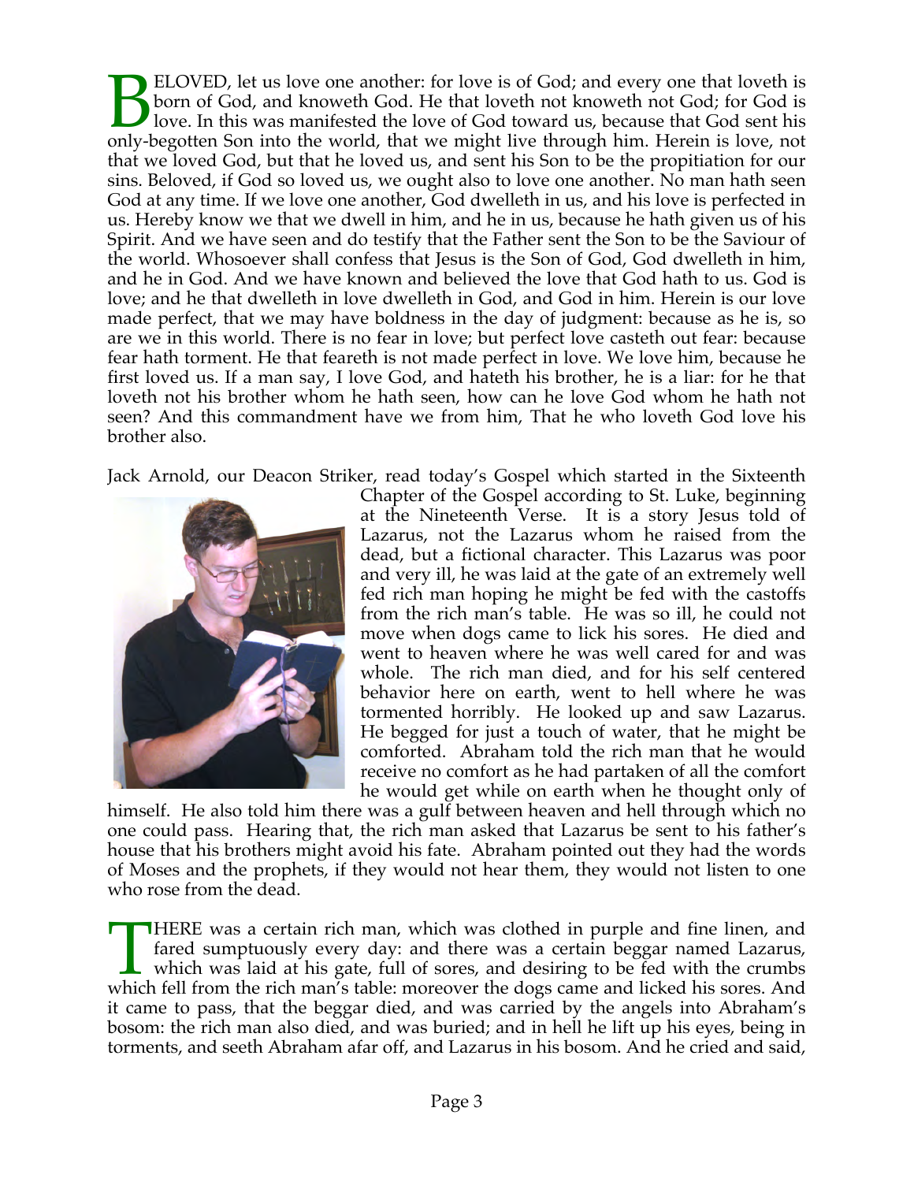BELOVED, let us love one another: for love is of God; and every one that loveth is born of God, and knoweth God. He that loveth not knoweth not God; for God is love. In this was manifested the love of God toward us, because that God sent his only-begotten Son into the world, that we might live through him. Herein is love, not that we loved God, but that he loved us, and sent his Son to be the propitiation for our sins. Beloved, if God so loved us, we ought also to love one another. No man hath seen God at any time. If we love one another, God dwelleth in us, and his love is perfected in us. Hereby know we that we dwell in him, and he in us, because he hath given us of his Spirit. And we have seen and do testify that the Father sent the Son to be the Saviour of the world. Whosoever shall confess that Jesus is the Son of God, God dwelleth in him, and he in God. And we have known and believed the love that God hath to us. God is love; and he that dwelleth in love dwelleth in God, and God in him. Herein is our love made perfect, that we may have boldness in the day of judgment: because as he is, so are we in this world. There is no fear in love; but perfect love casteth out fear: because fear hath torment. He that feareth is not made perfect in love. We love him, because he first loved us. If a man say, I love God, and hateth his brother, he is a liar: for he that loveth not his brother whom he hath seen, how can he love God whom he hath not seen? And this commandment have we from him, That he who loveth God love his brother also.

Jack Arnold, our Deacon Striker, read today's Gospel which started in the Sixteenth Chapter of the Gospel according to St. Luke, beginning at the Nineteenth Verse. It is a story Jesus told of Lazarus, not the Lazarus whom he raised from the dead, but a fictional character. This Lazarus was poor and very ill, he was laid at the gate of an extremely well fed rich man hoping he might be fed with the castoffs from the rich man's table. He was so ill, he could not move when dogs came to lick his sores. He died and went to heaven where he was well cared for and was whole. The rich man died, and for his self centered behavior here on earth, went to hell where he was tormented horribly. He looked up and saw Lazarus. He begged for just a touch of water, that he might be comforted. Abraham told the rich man that he would receive no comfort as he had partaken of all the comfort he would get while on earth when he thought only of himself. He also told him there was a gulf between heaven and hell through which no one could pass. Hearing that, the rich man asked that Lazarus be sent to his father's house that his brothers might avoid his fate. Abraham pointed out they had the words of Moses and the prophets, if they would not hear them, they would not listen to one who rose from the dead.

THERE was a certain rich man, which was clothed in purple and fine linen, and fared sumptuously every day: and there was a certain beggar named Lazarus, which was laid at his gate, full of sores, and desiring to be fed with the crumbs which fell from the rich man's table: moreover the dogs came and licked his sores. And it came to pass, that the beggar died, and was carried by the angels into Abraham's bosom: the rich man also died, and was buried; and in hell he lift up his eyes, being in torments, and seeth Abraham afar off, and Lazarus in his bosom. And he cried and said,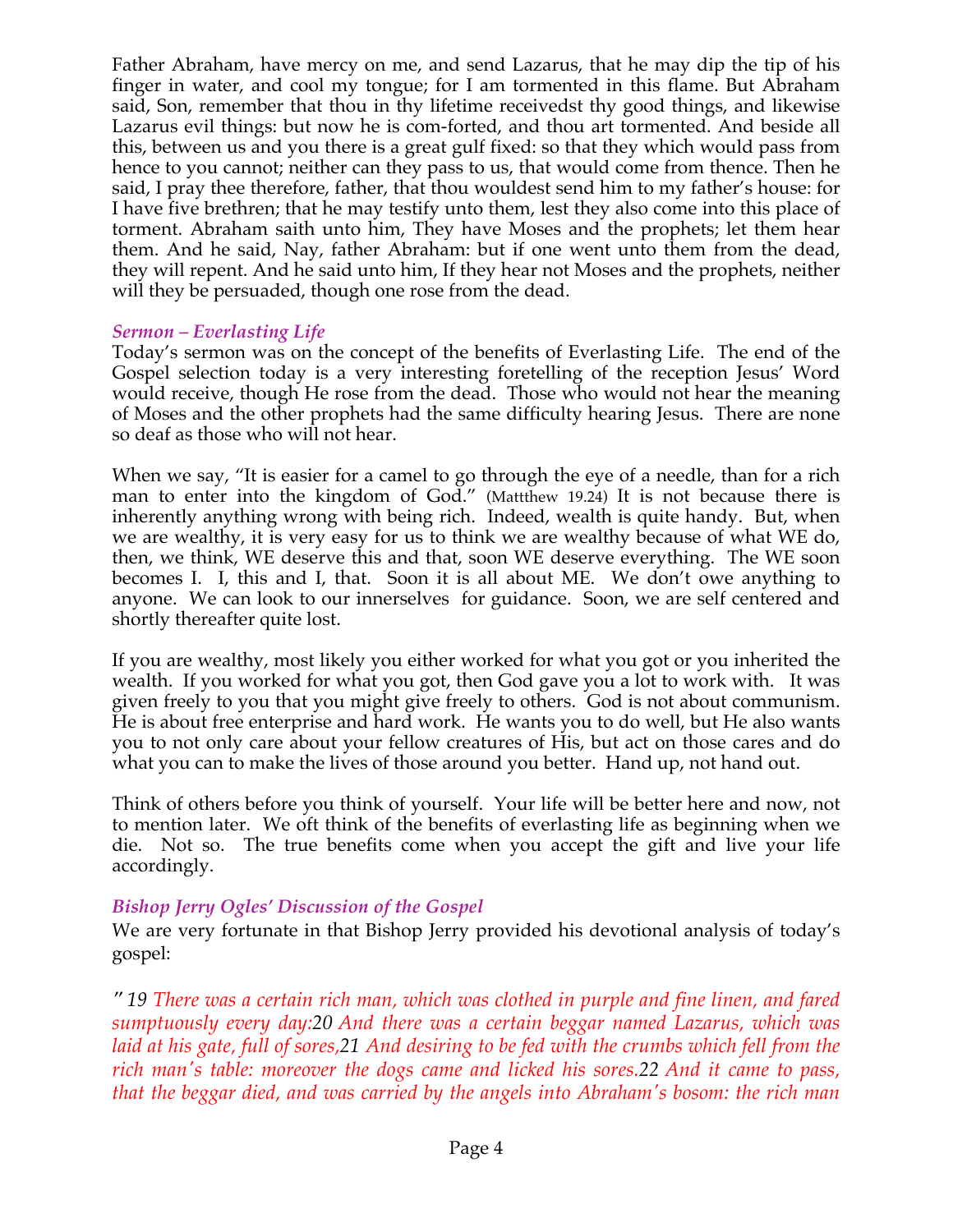Father Abraham, have mercy on me, and send Lazarus, that he may dip the tip of his finger in water, and cool my tongue; for I am tormented in this flame. But Abraham said, Son, remember that thou in thy lifetime receivedst thy good things, and likewise Lazarus evil things: but now he is com-forted, and thou art tormented. And beside all this, between us and you there is a great gulf fixed: so that they which would pass from hence to you cannot; neither can they pass to us, that would come from thence. Then he said, I pray thee therefore, father, that thou wouldest send him to my father's house: for I have five brethren; that he may testify unto them, lest they also come into this place of torment. Abraham saith unto him, They have Moses and the prophets; let them hear them. And he said, Nay, father Abraham: but if one went unto them from the dead, they will repent. And he said unto him, If they hear not Moses and the prophets, neither will they be persuaded, though one rose from the dead.

### *Sermon – Everlasting Life*

Today's sermon was on the concept of the benefits of Everlasting Life. The end of the Gospel selection today is a very interesting foretelling of the reception Jesus' Word would receive, though He rose from the dead. Those who would not hear the meaning of Moses and the other prophets had the same difficulty hearing Jesus. There are none so deaf as those who will not hear.

When we say, "It is easier for a camel to go through the eye of a needle, than for a rich man to enter into the kingdom of God." (Mattthew 19.24) It is not because there is inherently anything wrong with being rich. Indeed, wealth is quite handy. But, when we are wealthy, it is very easy for us to think we are wealthy because of what WE do, then, we think, WE deserve this and that, soon WE deserve everything. The WE soon becomes I. I, this and I, that. Soon it is all about ME. We don't owe anything to anyone. We can look to our innerselves for guidance. Soon, we are self centered and shortly thereafter quite lost.

If you are wealthy, most likely you either worked for what you got or you inherited the wealth. If you worked for what you got, then God gave you a lot to work with. It was given freely to you that you might give freely to others. God is not about communism. He is about free enterprise and hard work. He wants you to do well, but He also wants you to not only care about your fellow creatures of His, but act on those cares and do what you can to make the lives of those around you better. Hand up, not hand out.

Think of others before you think of yourself. Your life will be better here and now, not to mention later. We oft think of the benefits of everlasting life as beginning when we die. Not so. The true benefits come when you accept the gift and live your life accordingly.

### *Bishop Jerry Ogles' Discussion of the Gospel*

We are very fortunate in that Bishop Jerry provided his devotional analysis of today's gospel:

*"19 There was a certain rich man, which was clothed in purple and fine linen, and fared sumptuously every day:20 And there was a certain beggar named Lazarus, which was laid at his gate, full of sores,21 And desiring to be fed with the crumbs which fell from the rich man's table: moreover the dogs came and licked his sores.22 And it came to pass, that the beggar died, and was carried by the angels into Abraham's bosom: the rich man*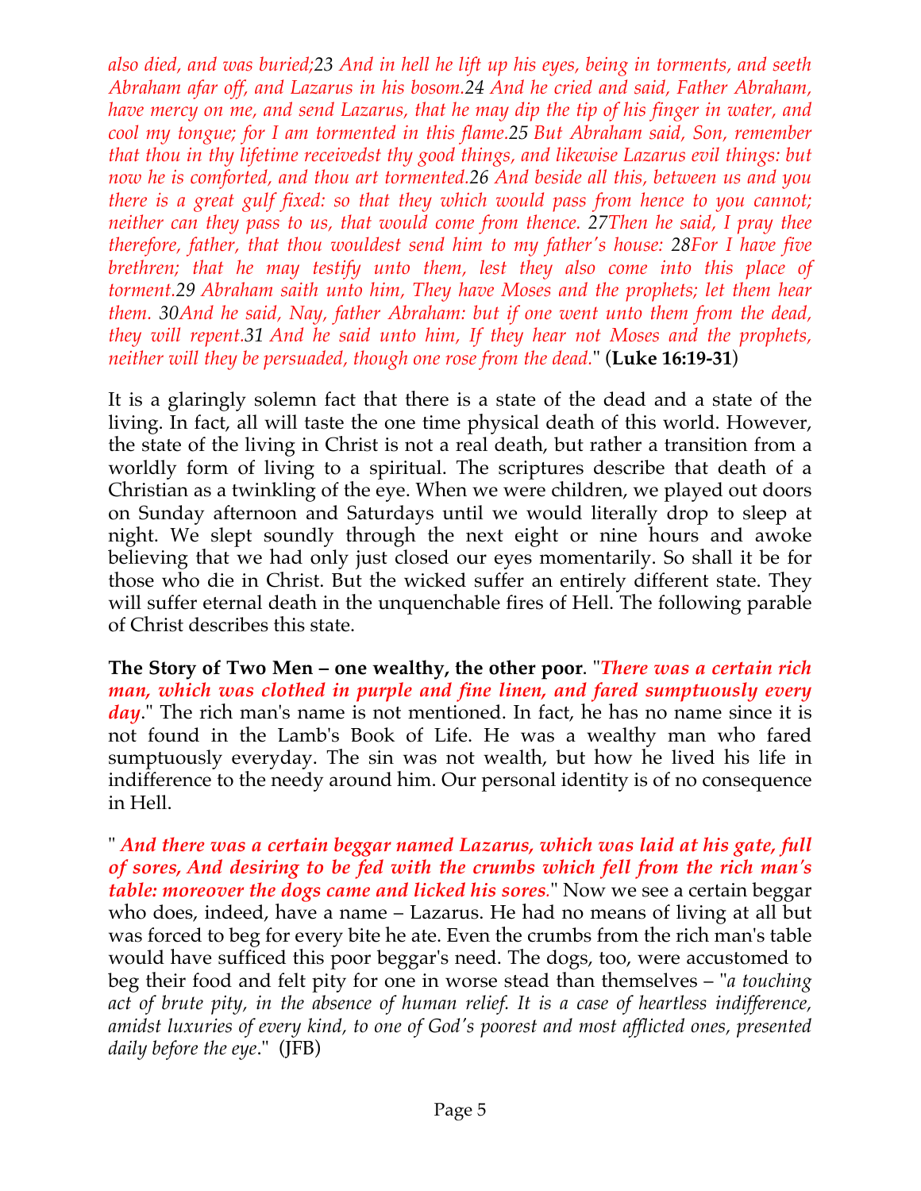*also died, and was buried;23 And in hell he lift up his eyes, being in torments, and seeth Abraham afar off, and Lazarus in his bosom.24 And he cried and said, Father Abraham, have mercy on me, and send Lazarus, that he may dip the tip of his finger in water, and cool my tongue; for I am tormented in this flame.25 But Abraham said, Son, remember that thou in thy lifetime receivedst thy good things, and likewise Lazarus evil things: but now he is comforted, and thou art tormented.26 And beside all this, between us and you there is a great gulf fixed: so that they which would pass from hence to you cannot; neither can they pass to us, that would come from thence. 27Then he said, I pray thee therefore, father, that thou wouldest send him to my father's house: 28For I have five brethren; that he may testify unto them, lest they also come into this place of torment.29 Abraham saith unto him, They have Moses and the prophets; let them hear them. 30And he said, Nay, father Abraham: but if one went unto them from the dead, they will repent.31 And he said unto him, If they hear not Moses and the prophets, neither will they be persuaded, though one rose from the dead.*" (**Luke 16:19-31**)

It is a glaringly solemn fact that there is a state of the dead and a state of the living. In fact, all will taste the one time physical death of this world. However, the state of the living in Christ is not a real death, but rather a transition from a worldly form of living to a spiritual. The scriptures describe that death of a Christian as a twinkling of the eye. When we were children, we played out doors on Sunday afternoon and Saturdays until we would literally drop to sleep at night. We slept soundly through the next eight or nine hours and awoke believing that we had only just closed our eyes momentarily. So shall it be for those who die in Christ. But the wicked suffer an entirely different state. They will suffer eternal death in the unquenchable fires of Hell. The following parable of Christ describes this state.

**The Story of Two Men – one wealthy, the other poor**. "***There was a certain rich man, which was clothed in purple and fine linen, and fared sumptuously every day***." The rich man's name is not mentioned. In fact, he has no name since it is not found in the Lamb's Book of Life. He was a wealthy man who fared sumptuously everyday. The sin was not wealth, but how he lived his life in indifference to the needy around him. Our personal identity is of no consequence in Hell.

" ***And there was a certain beggar named Lazarus, which was laid at his gate, full of sores, And desiring to be fed with the crumbs which fell from the rich man's table: moreover the dogs came and licked his sores.***" Now we see a certain beggar who does, indeed, have a name – Lazarus. He had no means of living at all but was forced to beg for every bite he ate. Even the crumbs from the rich man's table would have sufficed this poor beggar's need. The dogs, too, were accustomed to beg their food and felt pity for one in worse stead than themselves – "*a touching act of brute pity, in the absence of human relief. It is a case of heartless indifference, amidst luxuries of every kind, to one of God's poorest and most afflicted ones, presented daily before the eye*." (JFB)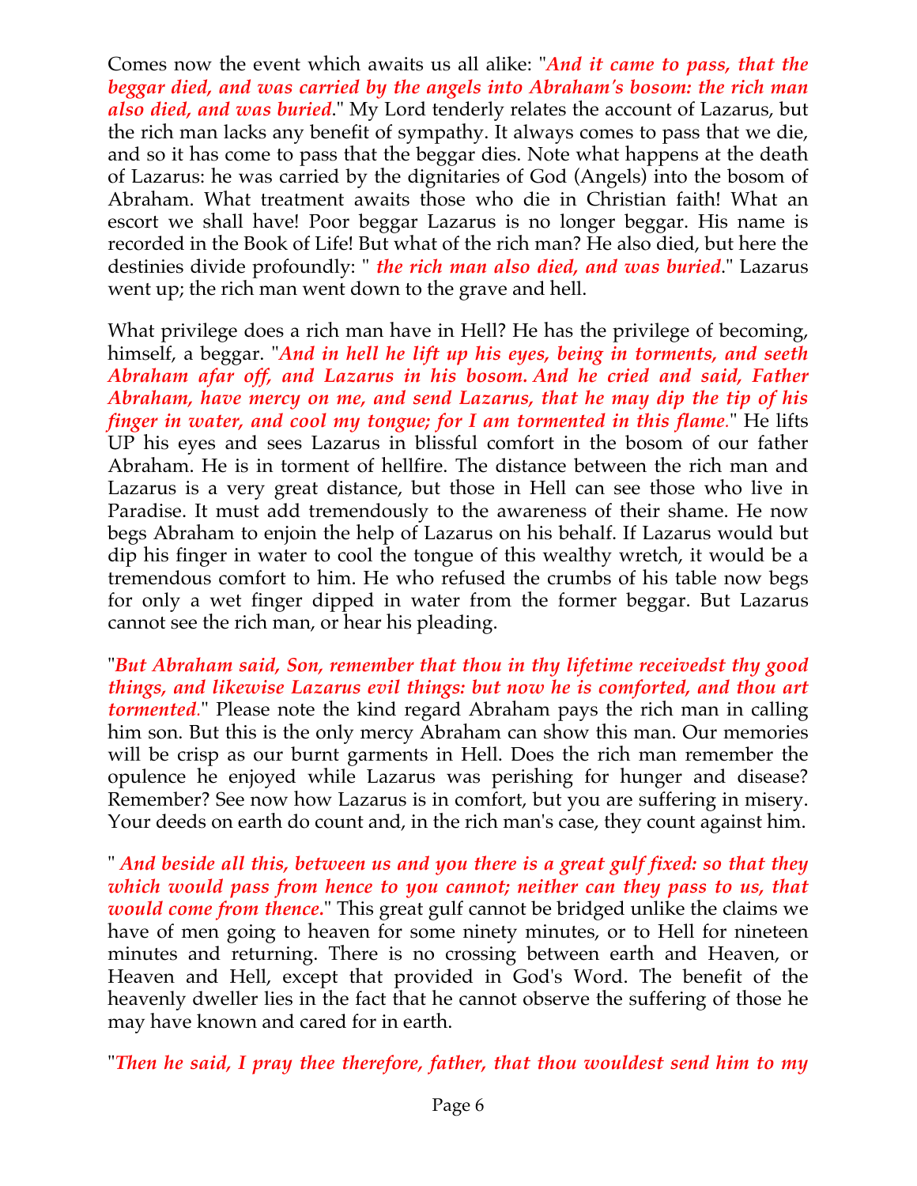Comes now the event which awaits us all alike: "***And it came to pass, that the beggar died, and was carried by the angels into Abraham's bosom: the rich man also died, and was buried***." My Lord tenderly relates the account of Lazarus, but the rich man lacks any benefit of sympathy. It always comes to pass that we die, and so it has come to pass that the beggar dies. Note what happens at the death of Lazarus: he was carried by the dignitaries of God (Angels) into the bosom of Abraham. What treatment awaits those who die in Christian faith! What an escort we shall have! Poor beggar Lazarus is no longer beggar. His name is recorded in the Book of Life! But what of the rich man? He also died, but here the destinies divide profoundly: " ***the rich man also died, and was buried***." Lazarus went up; the rich man went down to the grave and hell.

What privilege does a rich man have in Hell? He has the privilege of becoming, himself, a beggar. "***And in hell he lift up his eyes, being in torments, and seeth Abraham afar off, and Lazarus in his bosom. And he cried and said, Father Abraham, have mercy on me, and send Lazarus, that he may dip the tip of his finger in water, and cool my tongue; for I am tormented in this flame.***" He lifts UP his eyes and sees Lazarus in blissful comfort in the bosom of our father Abraham. He is in torment of hellfire. The distance between the rich man and Lazarus is a very great distance, but those in Hell can see those who live in Paradise. It must add tremendously to the awareness of their shame. He now begs Abraham to enjoin the help of Lazarus on his behalf. If Lazarus would but dip his finger in water to cool the tongue of this wealthy wretch, it would be a tremendous comfort to him. He who refused the crumbs of his table now begs for only a wet finger dipped in water from the former beggar. But Lazarus cannot see the rich man, or hear his pleading.

"***But Abraham said, Son, remember that thou in thy lifetime receivedst thy good things, and likewise Lazarus evil things: but now he is comforted, and thou art tormented.***" Please note the kind regard Abraham pays the rich man in calling him son. But this is the only mercy Abraham can show this man. Our memories will be crisp as our burnt garments in Hell. Does the rich man remember the opulence he enjoyed while Lazarus was perishing for hunger and disease? Remember? See now how Lazarus is in comfort, but you are suffering in misery. Your deeds on earth do count and, in the rich man's case, they count against him.

" ***And beside all this, between us and you there is a great gulf fixed: so that they which would pass from hence to you cannot; neither can they pass to us, that would come from thence.***" This great gulf cannot be bridged unlike the claims we have of men going to heaven for some ninety minutes, or to Hell for nineteen minutes and returning. There is no crossing between earth and Heaven, or Heaven and Hell, except that provided in God's Word. The benefit of the heavenly dweller lies in the fact that he cannot observe the suffering of those he may have known and cared for in earth.

"***Then he said, I pray thee therefore, father, that thou wouldest send him to my***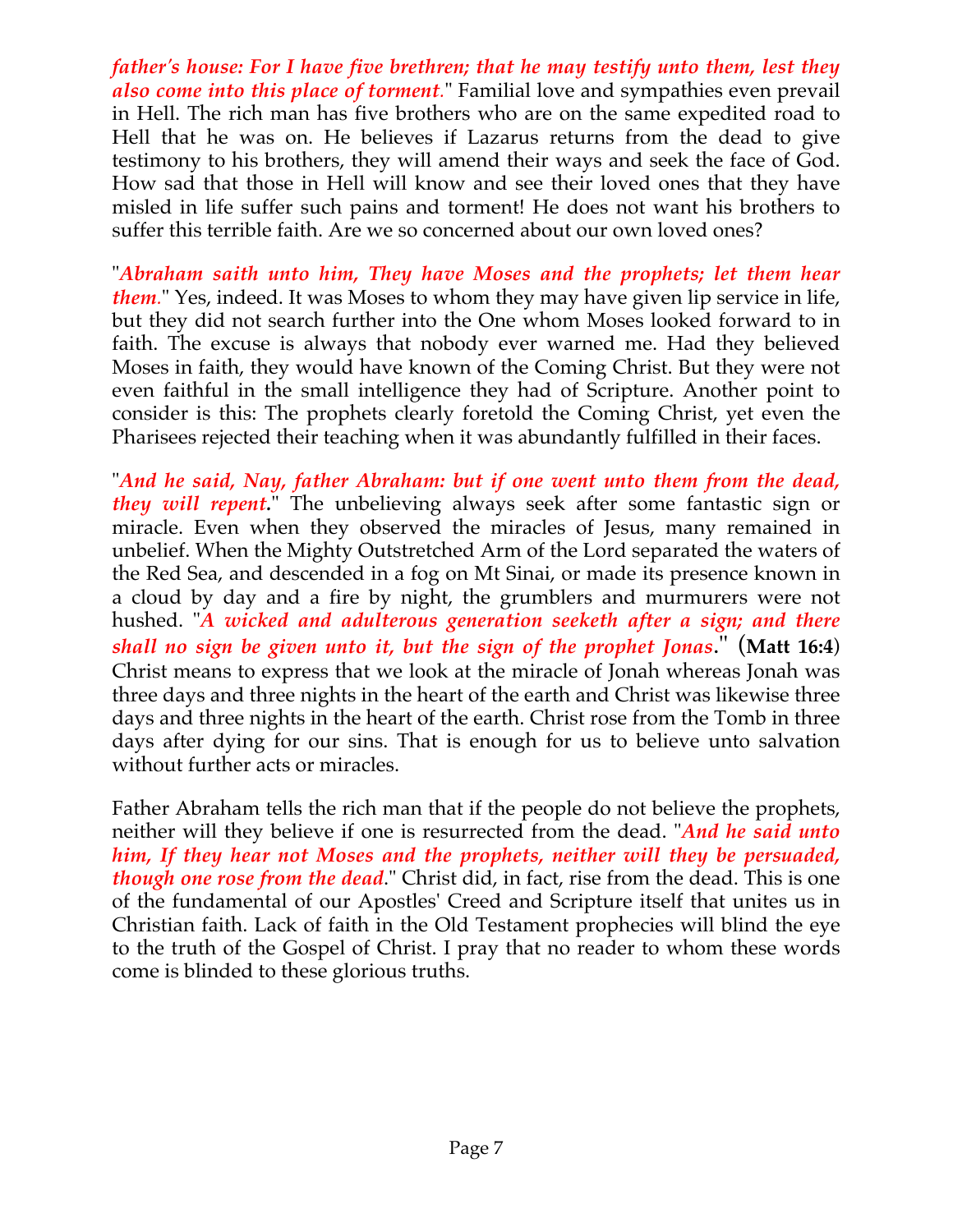*father's house: For I have five brethren; that he may testify unto them, lest they also come into this place of torment.*" Familial love and sympathies even prevail in Hell. The rich man has five brothers who are on the same expedited road to Hell that he was on. He believes if Lazarus returns from the dead to give testimony to his brothers, they will amend their ways and seek the face of God. How sad that those in Hell will know and see their loved ones that they have misled in life suffer such pains and torment! He does not want his brothers to suffer this terrible faith. Are we so concerned about our own loved ones?

"***Abraham saith unto him, They have Moses and the prophets; let them hear them.***" Yes, indeed. It was Moses to whom they may have given lip service in life, but they did not search further into the One whom Moses looked forward to in faith. The excuse is always that nobody ever warned me. Had they believed Moses in faith, they would have known of the Coming Christ. But they were not even faithful in the small intelligence they had of Scripture. Another point to consider is this: The prophets clearly foretold the Coming Christ, yet even the Pharisees rejected their teaching when it was abundantly fulfilled in their faces.

"***And he said, Nay, father Abraham: but if one went unto them from the dead, they will repent.***" The unbelieving always seek after some fantastic sign or miracle. Even when they observed the miracles of Jesus, many remained in unbelief. When the Mighty Outstretched Arm of the Lord separated the waters of the Red Sea, and descended in a fog on Mt Sinai, or made its presence known in a cloud by day and a fire by night, the grumblers and murmurers were not hushed. "***A wicked and adulterous generation seeketh after a sign; and there shall no sign be given unto it, but the sign of the prophet Jonas.***" (**Matt 16:4**) Christ means to express that we look at the miracle of Jonah whereas Jonah was three days and three nights in the heart of the earth and Christ was likewise three days and three nights in the heart of the earth. Christ rose from the Tomb in three days after dying for our sins. That is enough for us to believe unto salvation without further acts or miracles.

Father Abraham tells the rich man that if the people do not believe the prophets, neither will they believe if one is resurrected from the dead. "***And he said unto him, If they hear not Moses and the prophets, neither will they be persuaded, though one rose from the dead.***" Christ did, in fact, rise from the dead. This is one of the fundamental of our Apostles' Creed and Scripture itself that unites us in Christian faith. Lack of faith in the Old Testament prophecies will blind the eye to the truth of the Gospel of Christ. I pray that no reader to whom these words come is blinded to these glorious truths.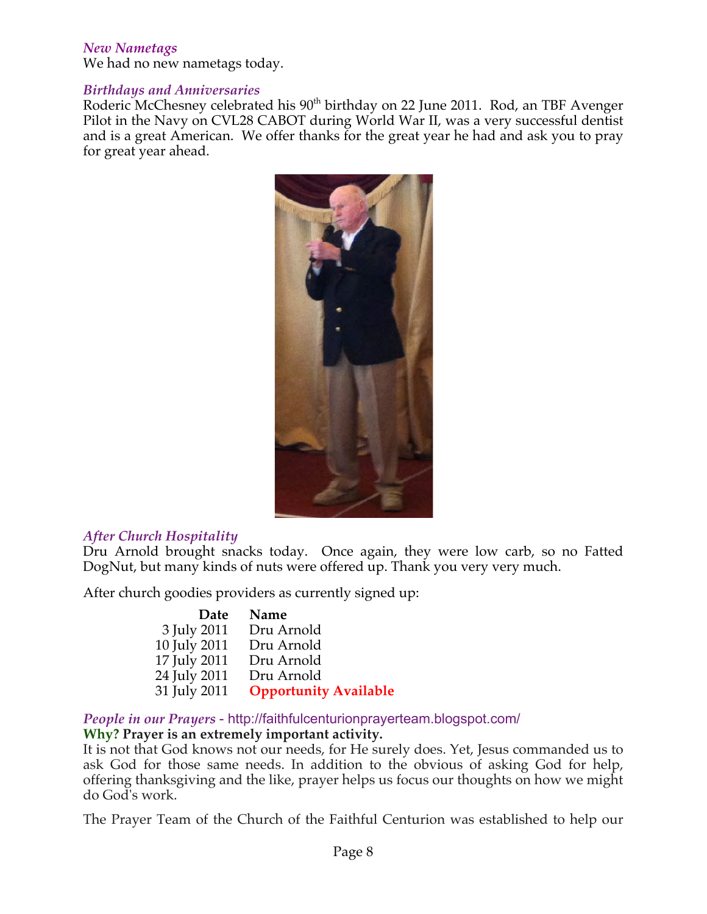*New Nametags*

We had no new nametags today.

*Birthdays and Anniversaries*

Roderic McChesney celebrated his 90th birthday on 22 June 2011. Rod, an TBF Avenger Pilot in the Navy on CVL28 CABOT during World War II, was a very successful dentist and is a great American. We offer thanks for the great year he had and ask you to pray for great year ahead.

*After Church Hospitality*

Dru Arnold brought snacks today. Once again, they were low carb, so no Fatted DogNut, but many kinds of nuts were offered up. Thank you very very much.

After church goodies providers as currently signed up:

| Date | Name |
|---:|---|
| 3 July 2011 | Dru Arnold |
| 10 July 2011 | Dru Arnold |
| 17 July 2011 | Dru Arnold |
| 24 July 2011 | Dru Arnold |
| 31 July 2011 | **Opportunity Available** |

*People in our Prayers* - http://faithfulcenturionprayerteam.blogspot.com/

**Why? Prayer is an extremely important activity.**

It is not that God knows not our needs, for He surely does. Yet, Jesus commanded us to ask God for those same needs. In addition to the obvious of asking God for help, offering thanksgiving and the like, prayer helps us focus our thoughts on how we might do God's work.

The Prayer Team of the Church of the Faithful Centurion was established to help our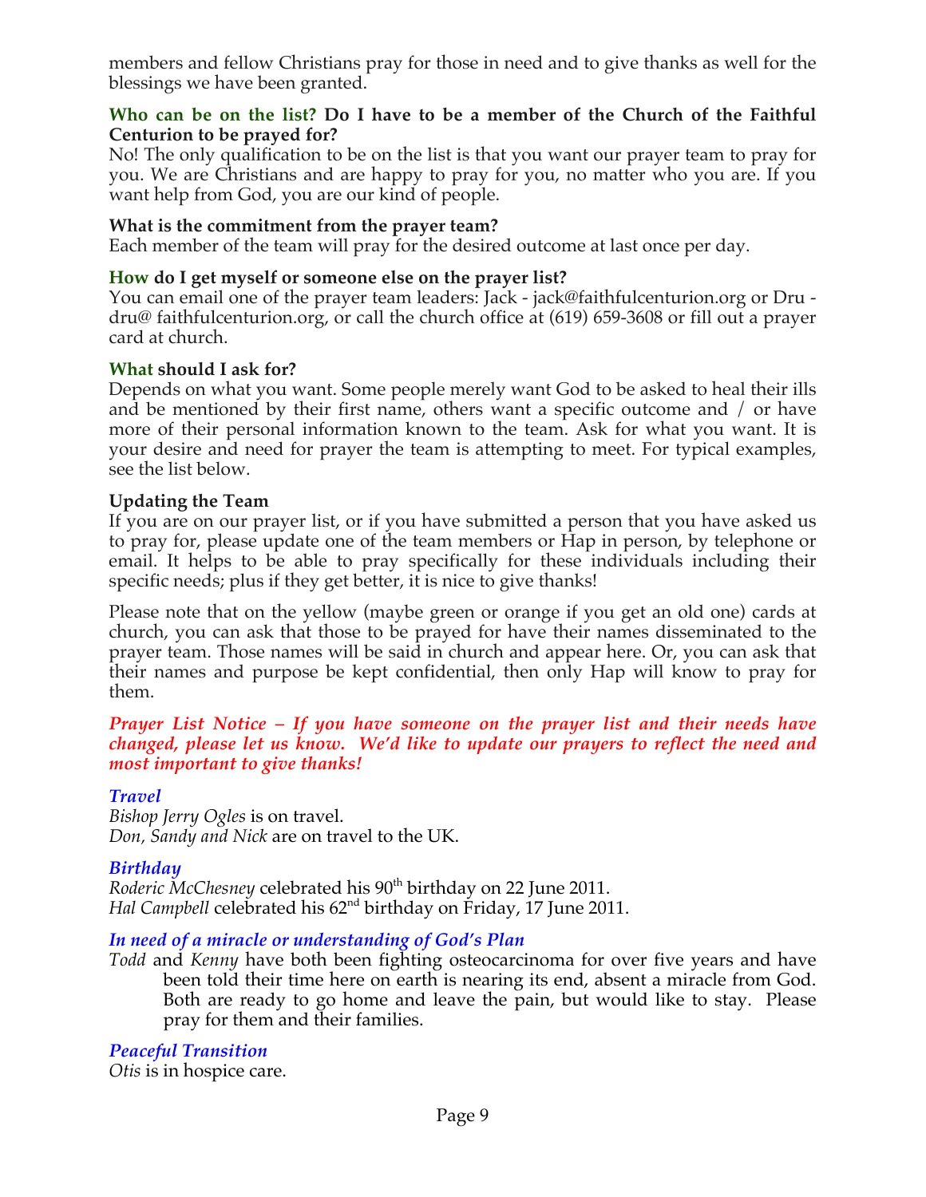members and fellow Christians pray for those in need and to give thanks as well for the blessings we have been granted.

**Who can be on the list? Do I have to be a member of the Church of the Faithful Centurion to be prayed for?**
No! The only qualification to be on the list is that you want our prayer team to pray for you. We are Christians and are happy to pray for you, no matter who you are. If you want help from God, you are our kind of people.

**What is the commitment from the prayer team?**
Each member of the team will pray for the desired outcome at last once per day.

**How do I get myself or someone else on the prayer list?**
You can email one of the prayer team leaders: Jack - jack@faithfulcenturion.org or Dru - dru@ faithfulcenturion.org, or call the church office at (619) 659-3608 or fill out a prayer card at church.

**What should I ask for?**
Depends on what you want. Some people merely want God to be asked to heal their ills and be mentioned by their first name, others want a specific outcome and / or have more of their personal information known to the team. Ask for what you want. It is your desire and need for prayer the team is attempting to meet. For typical examples, see the list below.

**Updating the Team**
If you are on our prayer list, or if you have submitted a person that you have asked us to pray for, please update one of the team members or Hap in person, by telephone or email. It helps to be able to pray specifically for these individuals including their specific needs; plus if they get better, it is nice to give thanks!

Please note that on the yellow (maybe green or orange if you get an old one) cards at church, you can ask that those to be prayed for have their names disseminated to the prayer team. Those names will be said in church and appear here. Or, you can ask that their names and purpose be kept confidential, then only Hap will know to pray for them.

***Prayer List Notice – If you have someone on the prayer list and their needs have changed, please let us know. We'd like to update our prayers to reflect the need and most important to give thanks!***

***Travel***
*Bishop Jerry Ogles* is on travel.
*Don, Sandy and Nick* are on travel to the UK.

***Birthday***
*Roderic McChesney* celebrated his 90th birthday on 22 June 2011.
*Hal Campbell* celebrated his 62nd birthday on Friday, 17 June 2011.

***In need of a miracle or understanding of God's Plan***
*Todd* and *Kenny* have both been fighting osteocarcinoma for over five years and have been told their time here on earth is nearing its end, absent a miracle from God. Both are ready to go home and leave the pain, but would like to stay. Please pray for them and their families.

***Peaceful Transition***
*Otis* is in hospice care.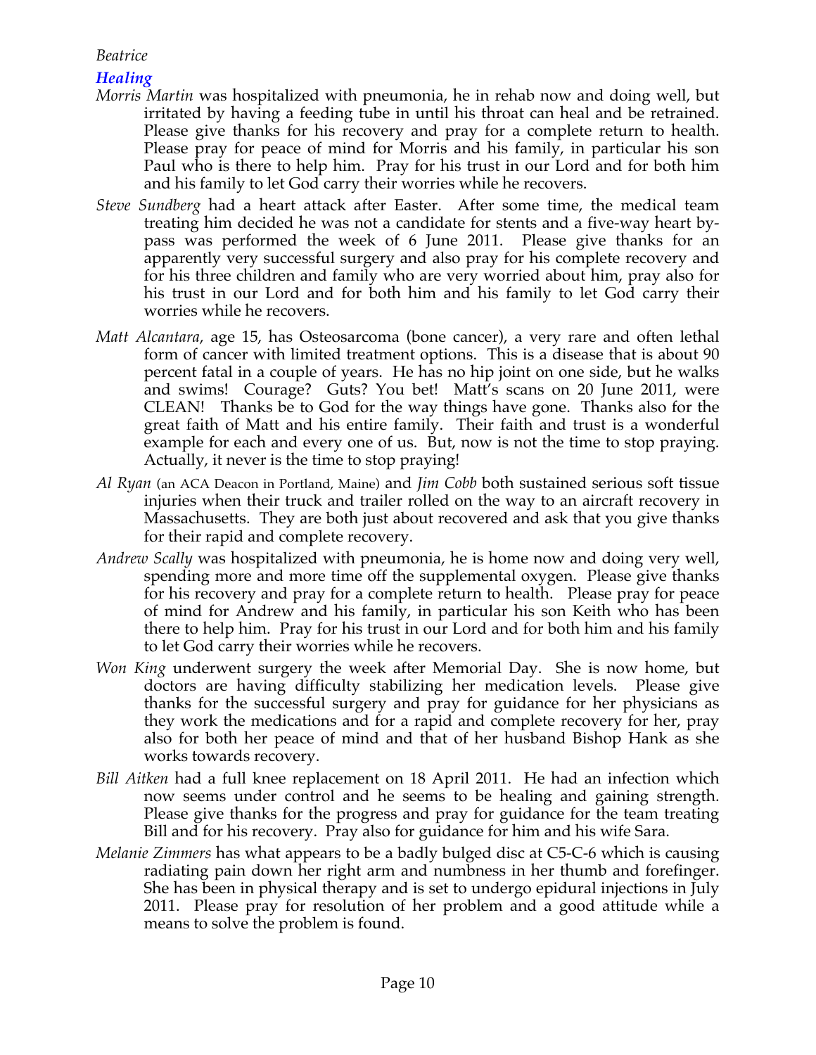*Beatrice*

### *Healing*

*Morris Martin* was hospitalized with pneumonia, he in rehab now and doing well, but irritated by having a feeding tube in until his throat can heal and be retrained. Please give thanks for his recovery and pray for a complete return to health. Please pray for peace of mind for Morris and his family, in particular his son Paul who is there to help him. Pray for his trust in our Lord and for both him and his family to let God carry their worries while he recovers.

*Steve Sundberg* had a heart attack after Easter. After some time, the medical team treating him decided he was not a candidate for stents and a five-way heart by-pass was performed the week of 6 June 2011. Please give thanks for an apparently very successful surgery and also pray for his complete recovery and for his three children and family who are very worried about him, pray also for his trust in our Lord and for both him and his family to let God carry their worries while he recovers.

*Matt Alcantara*, age 15, has Osteosarcoma (bone cancer), a very rare and often lethal form of cancer with limited treatment options. This is a disease that is about 90 percent fatal in a couple of years. He has no hip joint on one side, but he walks and swims! Courage? Guts? You bet! Matt's scans on 20 June 2011, were CLEAN! Thanks be to God for the way things have gone. Thanks also for the great faith of Matt and his entire family. Their faith and trust is a wonderful example for each and every one of us. But, now is not the time to stop praying. Actually, it never is the time to stop praying!

*Al Ryan* (an ACA Deacon in Portland, Maine) and *Jim Cobb* both sustained serious soft tissue injuries when their truck and trailer rolled on the way to an aircraft recovery in Massachusetts. They are both just about recovered and ask that you give thanks for their rapid and complete recovery.

*Andrew Scally* was hospitalized with pneumonia, he is home now and doing very well, spending more and more time off the supplemental oxygen. Please give thanks for his recovery and pray for a complete return to health. Please pray for peace of mind for Andrew and his family, in particular his son Keith who has been there to help him. Pray for his trust in our Lord and for both him and his family to let God carry their worries while he recovers.

*Won King* underwent surgery the week after Memorial Day. She is now home, but doctors are having difficulty stabilizing her medication levels. Please give thanks for the successful surgery and pray for guidance for her physicians as they work the medications and for a rapid and complete recovery for her, pray also for both her peace of mind and that of her husband Bishop Hank as she works towards recovery.

*Bill Aitken* had a full knee replacement on 18 April 2011. He had an infection which now seems under control and he seems to be healing and gaining strength. Please give thanks for the progress and pray for guidance for the team treating Bill and for his recovery. Pray also for guidance for him and his wife Sara.

*Melanie Zimmers* has what appears to be a badly bulged disc at C5-C-6 which is causing radiating pain down her right arm and numbness in her thumb and forefinger. She has been in physical therapy and is set to undergo epidural injections in July 2011. Please pray for resolution of her problem and a good attitude while a means to solve the problem is found.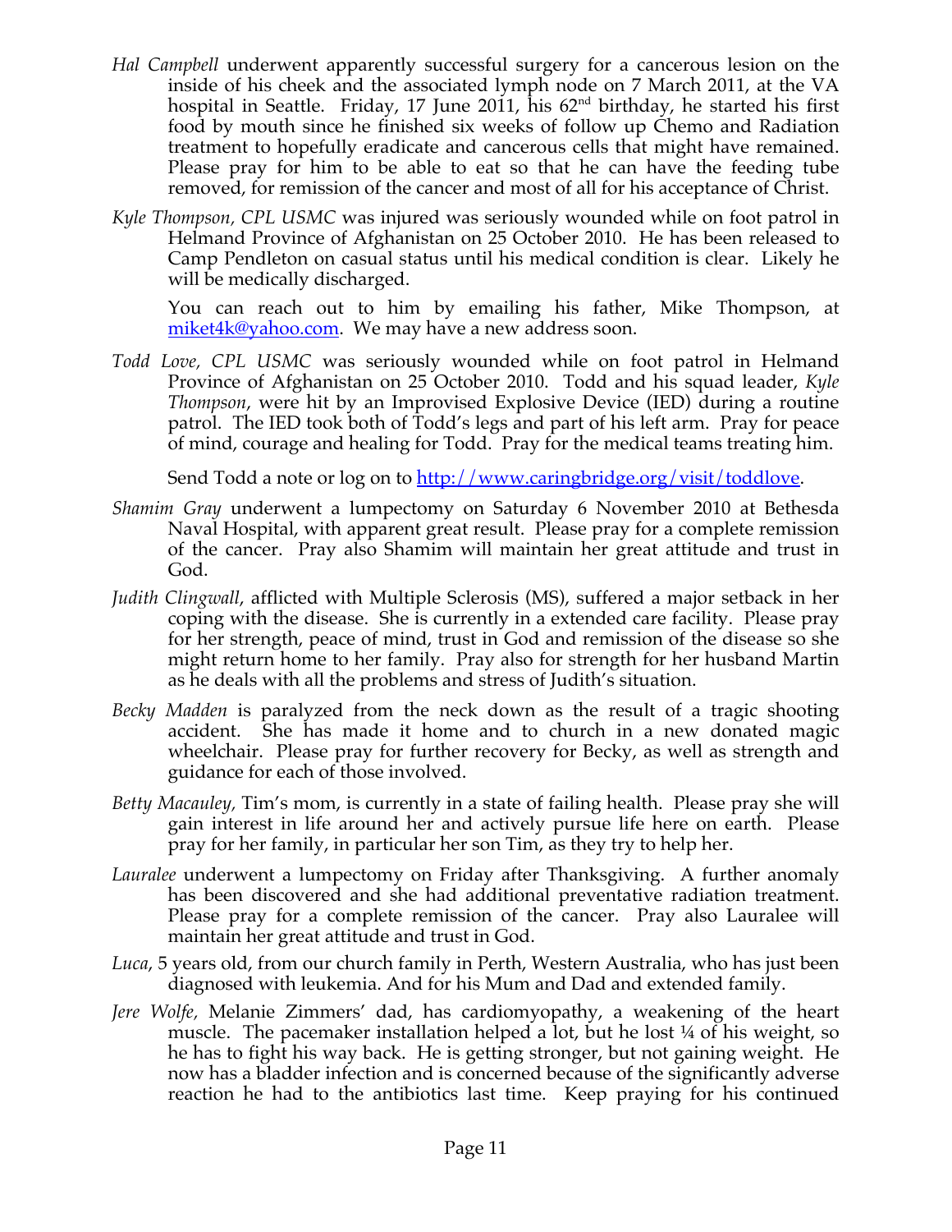*Hal Campbell* underwent apparently successful surgery for a cancerous lesion on the inside of his cheek and the associated lymph node on 7 March 2011, at the VA hospital in Seattle. Friday, 17 June 2011, his 62nd birthday, he started his first food by mouth since he finished six weeks of follow up Chemo and Radiation treatment to hopefully eradicate and cancerous cells that might have remained. Please pray for him to be able to eat so that he can have the feeding tube removed, for remission of the cancer and most of all for his acceptance of Christ.

*Kyle Thompson, CPL USMC* was injured was seriously wounded while on foot patrol in Helmand Province of Afghanistan on 25 October 2010. He has been released to Camp Pendleton on casual status until his medical condition is clear. Likely he will be medically discharged.

You can reach out to him by emailing his father, Mike Thompson, at miket4k@yahoo.com. We may have a new address soon.

*Todd Love, CPL USMC* was seriously wounded while on foot patrol in Helmand Province of Afghanistan on 25 October 2010. Todd and his squad leader, *Kyle Thompson*, were hit by an Improvised Explosive Device (IED) during a routine patrol. The IED took both of Todd's legs and part of his left arm. Pray for peace of mind, courage and healing for Todd. Pray for the medical teams treating him.

Send Todd a note or log on to http://www.caringbridge.org/visit/toddlove.

*Shamim Gray* underwent a lumpectomy on Saturday 6 November 2010 at Bethesda Naval Hospital, with apparent great result. Please pray for a complete remission of the cancer. Pray also Shamim will maintain her great attitude and trust in God.

*Judith Clingwall*, afflicted with Multiple Sclerosis (MS), suffered a major setback in her coping with the disease. She is currently in a extended care facility. Please pray for her strength, peace of mind, trust in God and remission of the disease so she might return home to her family. Pray also for strength for her husband Martin as he deals with all the problems and stress of Judith's situation.

*Becky Madden* is paralyzed from the neck down as the result of a tragic shooting accident. She has made it home and to church in a new donated magic wheelchair. Please pray for further recovery for Becky, as well as strength and guidance for each of those involved.

*Betty Macauley*, Tim's mom, is currently in a state of failing health. Please pray she will gain interest in life around her and actively pursue life here on earth. Please pray for her family, in particular her son Tim, as they try to help her.

*Lauralee* underwent a lumpectomy on Friday after Thanksgiving. A further anomaly has been discovered and she had additional preventative radiation treatment. Please pray for a complete remission of the cancer. Pray also Lauralee will maintain her great attitude and trust in God.

*Luca*, 5 years old, from our church family in Perth, Western Australia, who has just been diagnosed with leukemia. And for his Mum and Dad and extended family.

*Jere Wolfe*, Melanie Zimmers' dad, has cardiomyopathy, a weakening of the heart muscle. The pacemaker installation helped a lot, but he lost ¼ of his weight, so he has to fight his way back. He is getting stronger, but not gaining weight. He now has a bladder infection and is concerned because of the significantly adverse reaction he had to the antibiotics last time. Keep praying for his continued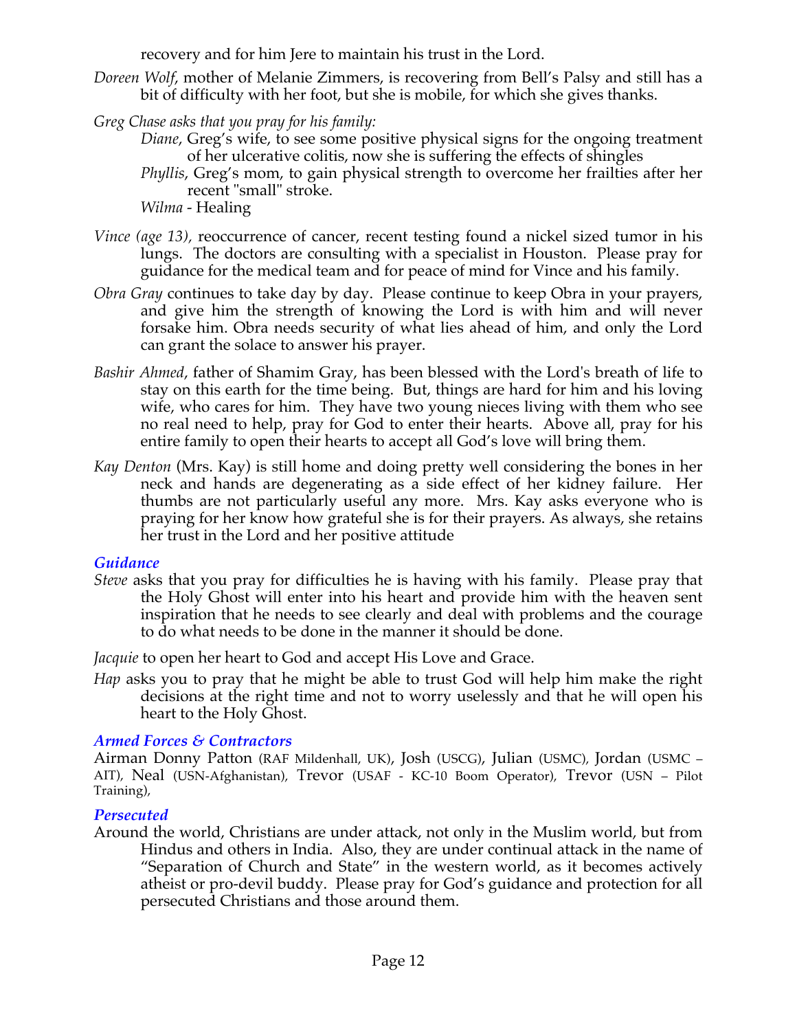recovery and for him Jere to maintain his trust in the Lord.

*Doreen Wolf*, mother of Melanie Zimmers, is recovering from Bell's Palsy and still has a bit of difficulty with her foot, but she is mobile, for which she gives thanks.

*Greg Chase asks that you pray for his family:*

*Diane*, Greg's wife, to see some positive physical signs for the ongoing treatment of her ulcerative colitis, now she is suffering the effects of shingles

*Phyllis*, Greg's mom, to gain physical strength to overcome her frailties after her recent "small" stroke.

*Wilma* - Healing

*Vince (age 13)*, reoccurrence of cancer, recent testing found a nickel sized tumor in his lungs. The doctors are consulting with a specialist in Houston. Please pray for guidance for the medical team and for peace of mind for Vince and his family.

*Obra Gray* continues to take day by day. Please continue to keep Obra in your prayers, and give him the strength of knowing the Lord is with him and will never forsake him. Obra needs security of what lies ahead of him, and only the Lord can grant the solace to answer his prayer.

*Bashir Ahmed*, father of Shamim Gray, has been blessed with the Lord's breath of life to stay on this earth for the time being. But, things are hard for him and his loving wife, who cares for him. They have two young nieces living with them who see no real need to help, pray for God to enter their hearts. Above all, pray for his entire family to open their hearts to accept all God's love will bring them.

*Kay Denton* (Mrs. Kay) is still home and doing pretty well considering the bones in her neck and hands are degenerating as a side effect of her kidney failure. Her thumbs are not particularly useful any more. Mrs. Kay asks everyone who is praying for her know how grateful she is for their prayers. As always, she retains her trust in the Lord and her positive attitude

### *Guidance*

*Steve* asks that you pray for difficulties he is having with his family. Please pray that the Holy Ghost will enter into his heart and provide him with the heaven sent inspiration that he needs to see clearly and deal with problems and the courage to do what needs to be done in the manner it should be done.

*Jacquie* to open her heart to God and accept His Love and Grace.

*Hap* asks you to pray that he might be able to trust God will help him make the right decisions at the right time and not to worry uselessly and that he will open his heart to the Holy Ghost.

### *Armed Forces & Contractors*

Airman Donny Patton (RAF Mildenhall, UK), Josh (USCG), Julian (USMC), Jordan (USMC – AIT), Neal (USN-Afghanistan), Trevor (USAF - KC-10 Boom Operator), Trevor (USN – Pilot Training),

### *Persecuted*

Around the world, Christians are under attack, not only in the Muslim world, but from Hindus and others in India. Also, they are under continual attack in the name of "Separation of Church and State" in the western world, as it becomes actively atheist or pro-devil buddy. Please pray for God's guidance and protection for all persecuted Christians and those around them.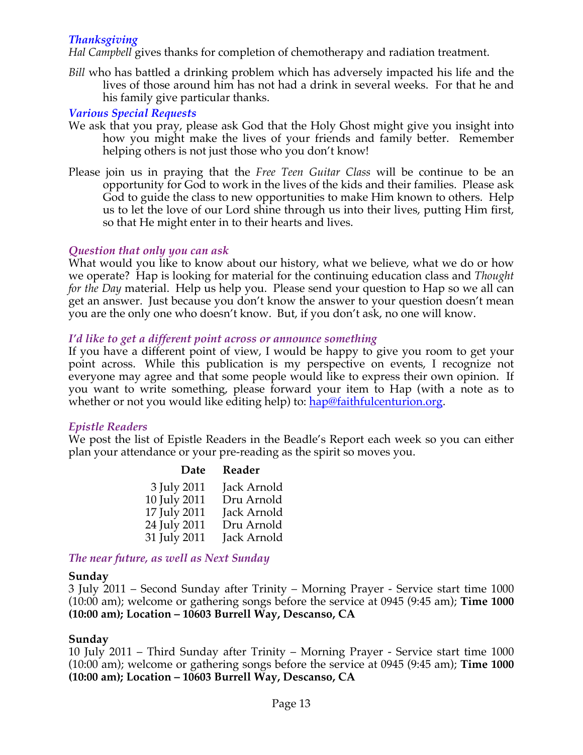### *Thanksgiving*

*Hal Campbell* gives thanks for completion of chemotherapy and radiation treatment.

*Bill* who has battled a drinking problem which has adversely impacted his life and the lives of those around him has not had a drink in several weeks. For that he and his family give particular thanks.

### *Various Special Requests*

We ask that you pray, please ask God that the Holy Ghost might give you insight into how you might make the lives of your friends and family better. Remember helping others is not just those who you don't know!

Please join us in praying that the *Free Teen Guitar Class* will be continue to be an opportunity for God to work in the lives of the kids and their families. Please ask God to guide the class to new opportunities to make Him known to others. Help us to let the love of our Lord shine through us into their lives, putting Him first, so that He might enter in to their hearts and lives.

### *Question that only you can ask*

What would you like to know about our history, what we believe, what we do or how we operate? Hap is looking for material for the continuing education class and *Thought for the Day* material. Help us help you. Please send your question to Hap so we all can get an answer. Just because you don't know the answer to your question doesn't mean you are the only one who doesn't know. But, if you don't ask, no one will know.

### *I'd like to get a different point across or announce something*

If you have a different point of view, I would be happy to give you room to get your point across. While this publication is my perspective on events, I recognize not everyone may agree and that some people would like to express their own opinion. If you want to write something, please forward your item to Hap (with a note as to whether or not you would like editing help) to: hap@faithfulcenturion.org.

### *Epistle Readers*

We post the list of Epistle Readers in the Beadle's Report each week so you can either plan your attendance or your pre-reading as the spirit so moves you.

| Date | Reader |
|---|---|
| 3 July 2011 | Jack Arnold |
| 10 July 2011 | Dru Arnold |
| 17 July 2011 | Jack Arnold |
| 24 July 2011 | Dru Arnold |
| 31 July 2011 | Jack Arnold |

### *The near future, as well as Next Sunday*

**Sunday**
3 July 2011 – Second Sunday after Trinity – Morning Prayer - Service start time 1000 (10:00 am); welcome or gathering songs before the service at 0945 (9:45 am); **Time 1000 (10:00 am); Location – 10603 Burrell Way, Descanso, CA**

**Sunday**
10 July 2011 – Third Sunday after Trinity – Morning Prayer - Service start time 1000 (10:00 am); welcome or gathering songs before the service at 0945 (9:45 am); **Time 1000 (10:00 am); Location – 10603 Burrell Way, Descanso, CA**